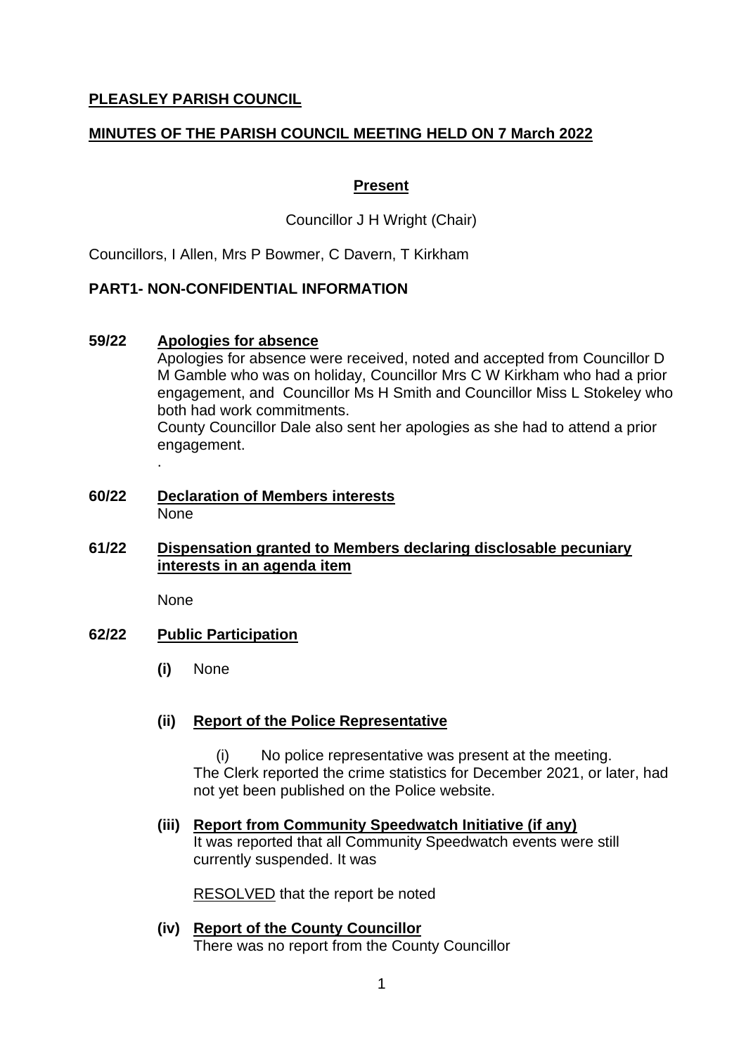**PLEASLEY PARISH COUNCIL**

**MINUTES OF THE PARISH COUNCIL MEETING HELD ON 7 March 2022**

**Present**

Councillor J H Wright (Chair)

Councillors, I Allen, Mrs P Bowmer, C Davern, T Kirkham

**PART1- NON-CONFIDENTIAL INFORMATION**

**59/22 Apologies for absence**

Apologies for absence were received, noted and accepted from Councillor D M Gamble who was on holiday, Councillor Mrs C W Kirkham who had a prior engagement, and Councillor Ms H Smith and Councillor Miss L Stokeley who both had work commitments.
County Councillor Dale also sent her apologies as she had to attend a prior engagement.

.

**60/22 Declaration of Members interests**

None

**61/22 Dispensation granted to Members declaring disclosable pecuniary interests in an agenda item**

None

**62/22 Public Participation**

**(i)** None

**(ii) Report of the Police Representative**

(i) No police representative was present at the meeting.
The Clerk reported the crime statistics for December 2021, or later, had not yet been published on the Police website.

**(iii) Report from Community Speedwatch Initiative (if any)**

It was reported that all Community Speedwatch events were still currently suspended. It was

RESOLVED that the report be noted

**(iv) Report of the County Councillor**

There was no report from the County Councillor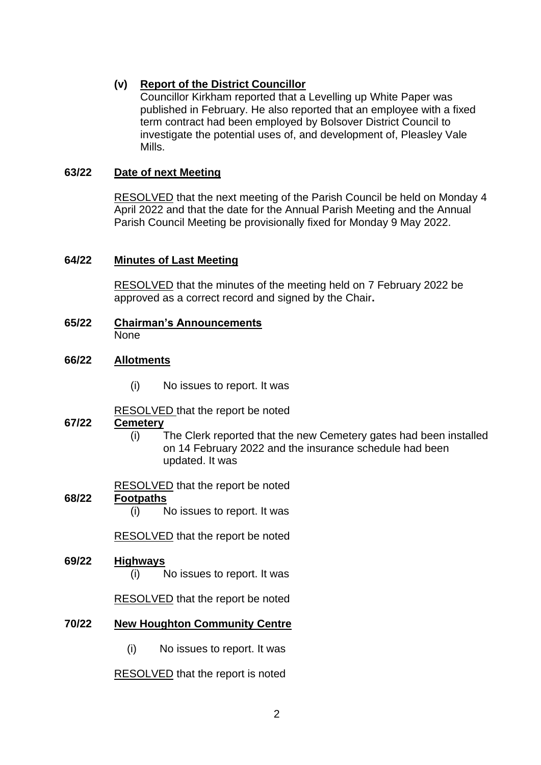**(v) Report of the District Councillor**

Councillor Kirkham reported that a Levelling up White Paper was published in February. He also reported that an employee with a fixed term contract had been employed by Bolsover District Council to investigate the potential uses of, and development of, Pleasley Vale Mills.

**63/22 Date of next Meeting**

RESOLVED that the next meeting of the Parish Council be held on Monday 4 April 2022 and that the date for the Annual Parish Meeting and the Annual Parish Council Meeting be provisionally fixed for Monday 9 May 2022.

**64/22 Minutes of Last Meeting**

RESOLVED that the minutes of the meeting held on 7 February 2022 be approved as a correct record and signed by the Chair**.**

**65/22 Chairman's Announcements**

None

**66/22 Allotments**

(i) No issues to report. It was

RESOLVED that the report be noted

**67/22 Cemetery**

(i) The Clerk reported that the new Cemetery gates had been installed on 14 February 2022 and the insurance schedule had been updated. It was

RESOLVED that the report be noted

**68/22 Footpaths**

(i) No issues to report. It was

RESOLVED that the report be noted

**69/22 Highways**

(i) No issues to report. It was

RESOLVED that the report be noted

**70/22 New Houghton Community Centre**

(i) No issues to report. It was

RESOLVED that the report is noted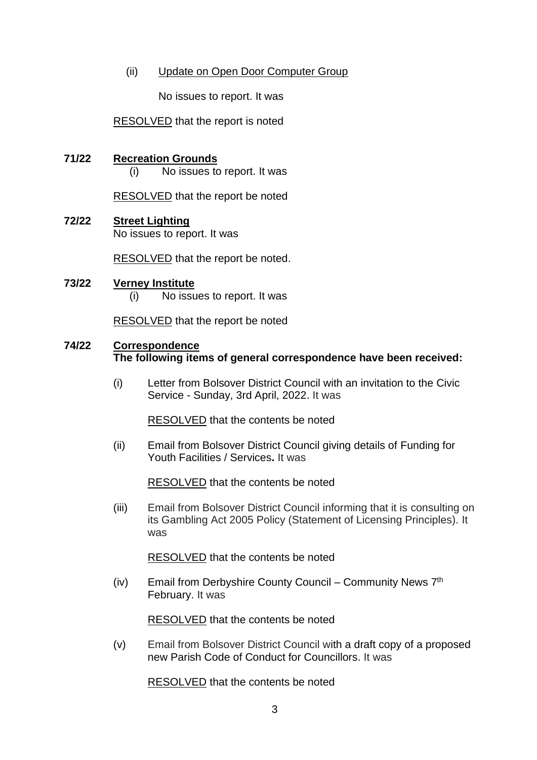(ii) Update on Open Door Computer Group

No issues to report. It was

RESOLVED that the report is noted

**71/22 Recreation Grounds**

(i) No issues to report. It was

RESOLVED that the report be noted

**72/22 Street Lighting**

No issues to report. It was

RESOLVED that the report be noted.

**73/22 Verney Institute**

(i) No issues to report. It was

RESOLVED that the report be noted

**74/22 Correspondence**

**The following items of general correspondence have been received:**

(i) Letter from Bolsover District Council with an invitation to the Civic Service - Sunday, 3rd April, 2022. It was

RESOLVED that the contents be noted

(ii) Email from Bolsover District Council giving details of Funding for Youth Facilities / Services**.** It was

RESOLVED that the contents be noted

(iii) Email from Bolsover District Council informing that it is consulting on its Gambling Act 2005 Policy (Statement of Licensing Principles). It was

RESOLVED that the contents be noted

(iv) Email from Derbyshire County Council – Community News 7th February. It was

RESOLVED that the contents be noted

(v) Email from Bolsover District Council with a draft copy of a proposed new Parish Code of Conduct for Councillors. It was

RESOLVED that the contents be noted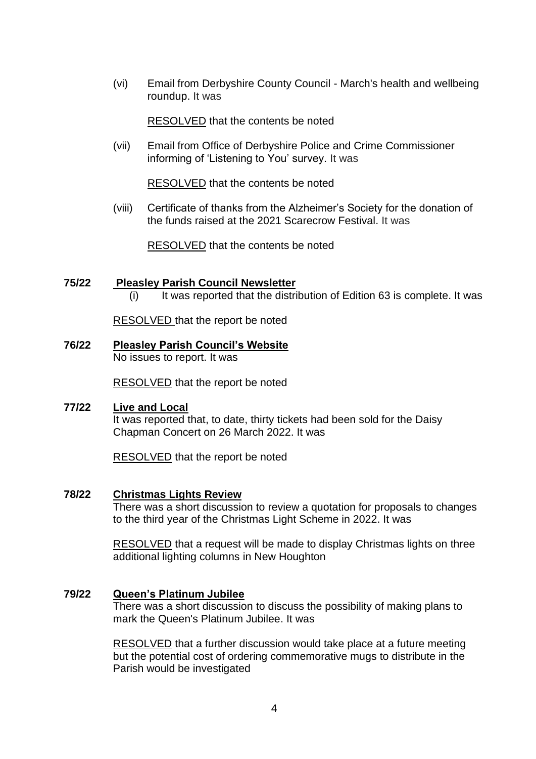(vi) Email from Derbyshire County Council - March's health and wellbeing roundup. It was

RESOLVED that the contents be noted

(vii) Email from Office of Derbyshire Police and Crime Commissioner informing of 'Listening to You' survey. It was

RESOLVED that the contents be noted

(viii) Certificate of thanks from the Alzheimer's Society for the donation of the funds raised at the 2021 Scarecrow Festival. It was

RESOLVED that the contents be noted

**75/22 Pleasley Parish Council Newsletter**

(i) It was reported that the distribution of Edition 63 is complete. It was

RESOLVED that the report be noted

**76/22 Pleasley Parish Council's Website**

No issues to report. It was

RESOLVED that the report be noted

**77/22 Live and Local**

It was reported that, to date, thirty tickets had been sold for the Daisy Chapman Concert on 26 March 2022. It was

RESOLVED that the report be noted

**78/22 Christmas Lights Review**

There was a short discussion to review a quotation for proposals to changes to the third year of the Christmas Light Scheme in 2022. It was

RESOLVED that a request will be made to display Christmas lights on three additional lighting columns in New Houghton

**79/22 Queen's Platinum Jubilee**

There was a short discussion to discuss the possibility of making plans to mark the Queen's Platinum Jubilee. It was

RESOLVED that a further discussion would take place at a future meeting but the potential cost of ordering commemorative mugs to distribute in the Parish would be investigated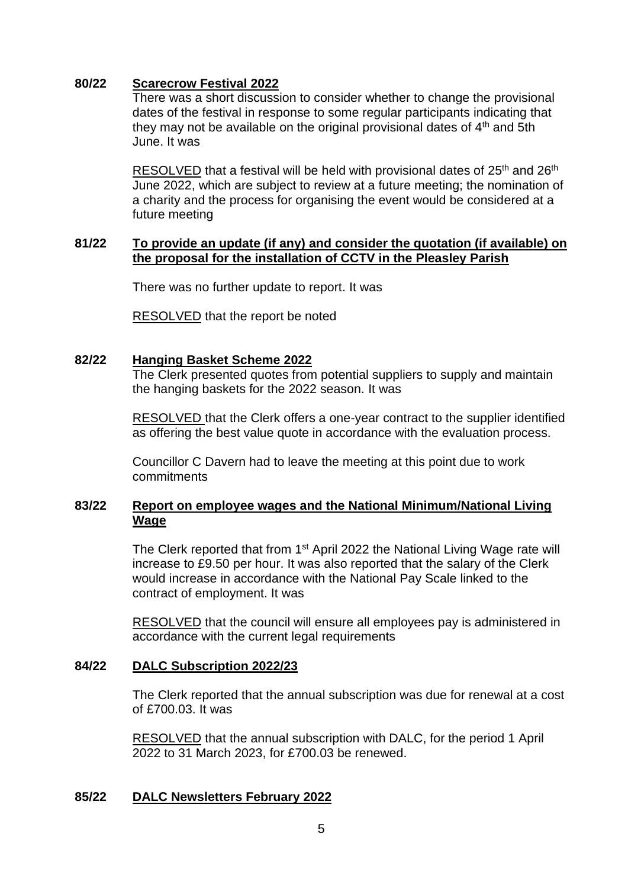**80/22 Scarecrow Festival 2022**

There was a short discussion to consider whether to change the provisional dates of the festival in response to some regular participants indicating that they may not be available on the original provisional dates of 4th and 5th June. It was

RESOLVED that a festival will be held with provisional dates of 25th and 26th June 2022, which are subject to review at a future meeting; the nomination of a charity and the process for organising the event would be considered at a future meeting

**81/22 To provide an update (if any) and consider the quotation (if available) on the proposal for the installation of CCTV in the Pleasley Parish**

There was no further update to report. It was

RESOLVED that the report be noted

**82/22 Hanging Basket Scheme 2022**

The Clerk presented quotes from potential suppliers to supply and maintain the hanging baskets for the 2022 season. It was

RESOLVED that the Clerk offers a one-year contract to the supplier identified as offering the best value quote in accordance with the evaluation process.

Councillor C Davern had to leave the meeting at this point due to work commitments

**83/22 Report on employee wages and the National Minimum/National Living Wage**

The Clerk reported that from 1st April 2022 the National Living Wage rate will increase to £9.50 per hour. It was also reported that the salary of the Clerk would increase in accordance with the National Pay Scale linked to the contract of employment. It was

RESOLVED that the council will ensure all employees pay is administered in accordance with the current legal requirements

**84/22 DALC Subscription 2022/23**

The Clerk reported that the annual subscription was due for renewal at a cost of £700.03. It was

RESOLVED that the annual subscription with DALC, for the period 1 April 2022 to 31 March 2023, for £700.03 be renewed.

**85/22 DALC Newsletters February 2022**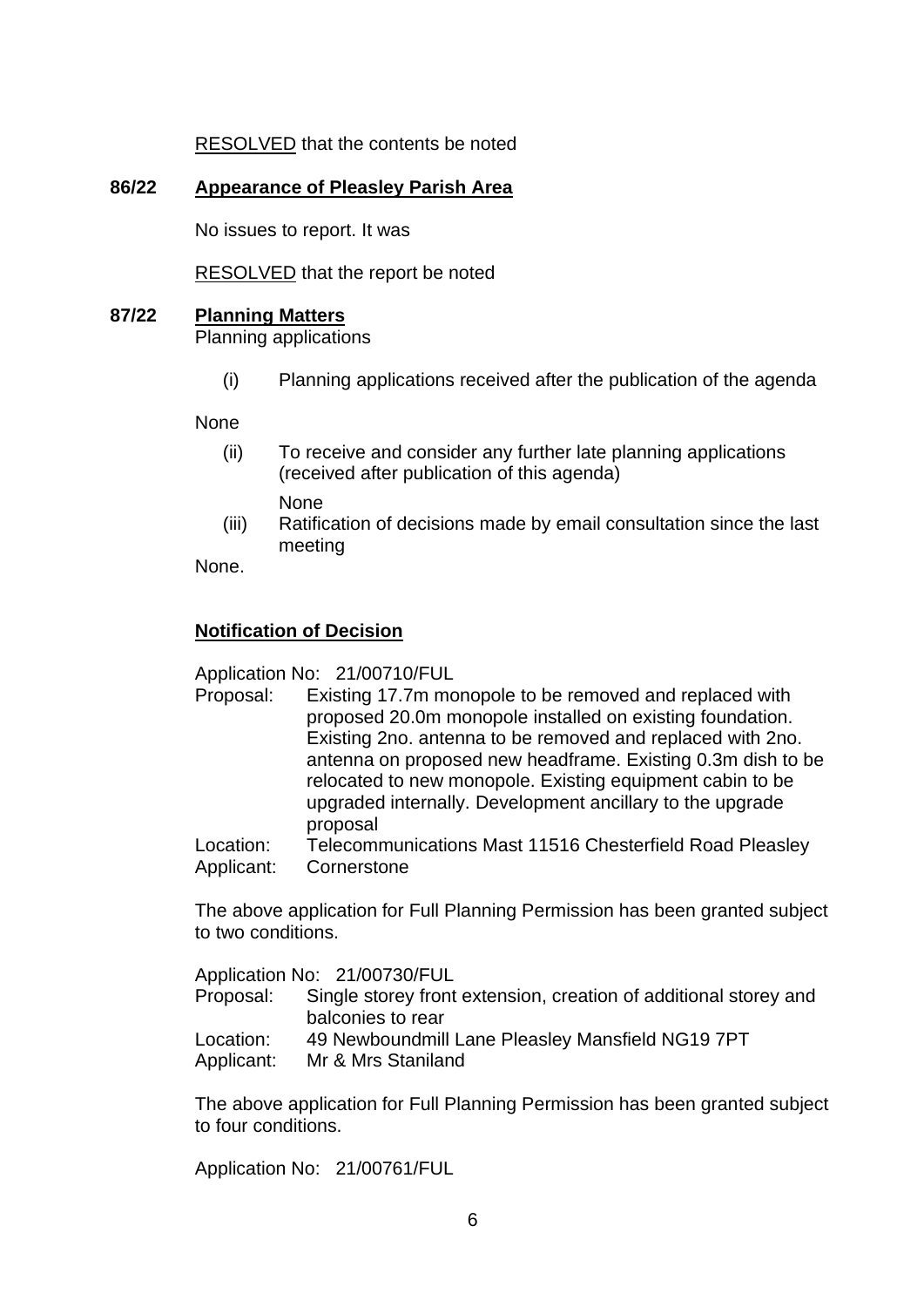RESOLVED that the contents be noted

**86/22 Appearance of Pleasley Parish Area**

No issues to report. It was

RESOLVED that the report be noted

**87/22 Planning Matters**

Planning applications

(i) Planning applications received after the publication of the agenda

None

(ii) To receive and consider any further late planning applications (received after publication of this agenda)

None

(iii) Ratification of decisions made by email consultation since the last meeting

None.

**Notification of Decision**

Application No: 21/00710/FUL
Proposal: Existing 17.7m monopole to be removed and replaced with proposed 20.0m monopole installed on existing foundation. Existing 2no. antenna to be removed and replaced with 2no. antenna on proposed new headframe. Existing 0.3m dish to be relocated to new monopole. Existing equipment cabin to be upgraded internally. Development ancillary to the upgrade proposal
Location: Telecommunications Mast 11516 Chesterfield Road Pleasley
Applicant: Cornerstone

The above application for Full Planning Permission has been granted subject to two conditions.

Application No: 21/00730/FUL
Proposal: Single storey front extension, creation of additional storey and balconies to rear
Location: 49 Newboundmill Lane Pleasley Mansfield NG19 7PT
Applicant: Mr & Mrs Staniland

The above application for Full Planning Permission has been granted subject to four conditions.

Application No: 21/00761/FUL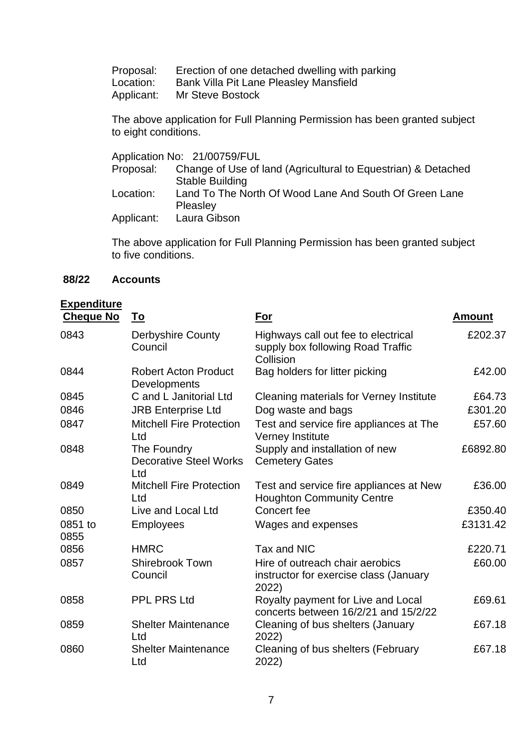Proposal: Erection of one detached dwelling with parking
Location: Bank Villa Pit Lane Pleasley Mansfield
Applicant: Mr Steve Bostock

The above application for Full Planning Permission has been granted subject to eight conditions.

Application No: 21/00759/FUL
Proposal: Change of Use of land (Agricultural to Equestrian) & Detached Stable Building
Location: Land To The North Of Wood Lane And South Of Green Lane Pleasley
Applicant: Laura Gibson

The above application for Full Planning Permission has been granted subject to five conditions.

**88/22 Accounts**

**Expenditure**

| Cheque No | To | For | Amount |
|---|---|---|---|
| 0843 | Derbyshire County Council | Highways call out fee to electrical supply box following Road Traffic Collision | £202.37 |
| 0844 | Robert Acton Product Developments | Bag holders for litter picking | £42.00 |
| 0845 | C and L Janitorial Ltd | Cleaning materials for Verney Institute | £64.73 |
| 0846 | JRB Enterprise Ltd | Dog waste and bags | £301.20 |
| 0847 | Mitchell Fire Protection Ltd | Test and service fire appliances at The Verney Institute | £57.60 |
| 0848 | The Foundry Decorative Steel Works Ltd | Supply and installation of new Cemetery Gates | £6892.80 |
| 0849 | Mitchell Fire Protection Ltd | Test and service fire appliances at New Houghton Community Centre | £36.00 |
| 0850 | Live and Local Ltd | Concert fee | £350.40 |
| 0851 to 0855 | Employees | Wages and expenses | £3131.42 |
| 0856 | HMRC | Tax and NIC | £220.71 |
| 0857 | Shirebrook Town Council | Hire of outreach chair aerobics instructor for exercise class (January 2022) | £60.00 |
| 0858 | PPL PRS Ltd | Royalty payment for Live and Local concerts between 16/2/21 and 15/2/22 | £69.61 |
| 0859 | Shelter Maintenance Ltd | Cleaning of bus shelters (January 2022) | £67.18 |
| 0860 | Shelter Maintenance Ltd | Cleaning of bus shelters (February 2022) | £67.18 |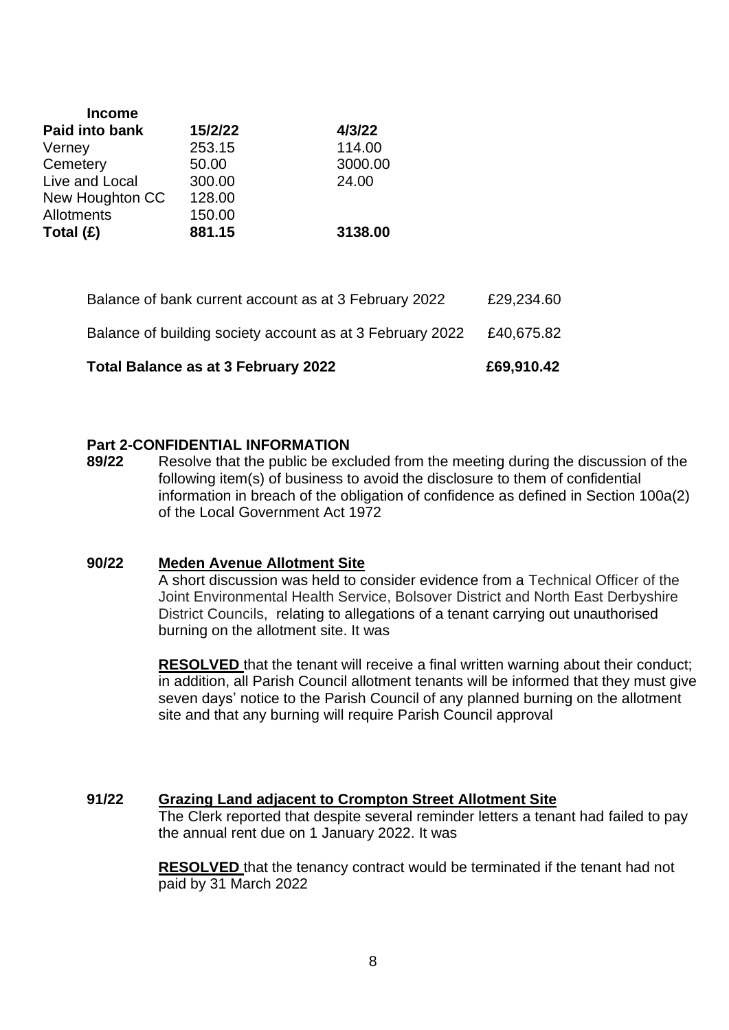| **Income** | | |
|---|---|---|
| **Paid into bank** | **15/2/22** | **4/3/22** |
| Verney | 253.15 | 114.00 |
| Cemetery | 50.00 | 3000.00 |
| Live and Local | 300.00 | 24.00 |
| New Houghton CC | 128.00 | |
| Allotments | 150.00 | |
| **Total (£)** | **881.15** | **3138.00** |

| | |
|---|---|
| Balance of bank current account as at 3 February 2022 | £29,234.60 |
| Balance of building society account as at 3 February 2022 | £40,675.82 |
| **Total Balance as at 3 February 2022** | **£69,910.42** |

**Part 2-CONFIDENTIAL INFORMATION**

**89/22** Resolve that the public be excluded from the meeting during the discussion of the following item(s) of business to avoid the disclosure to them of confidential information in breach of the obligation of confidence as defined in Section 100a(2) of the Local Government Act 1972

**90/22 <u>Meden Avenue Allotment Site</u>**

A short discussion was held to consider evidence from a Technical Officer of the Joint Environmental Health Service, Bolsover District and North East Derbyshire District Councils, relating to allegations of a tenant carrying out unauthorised burning on the allotment site. It was

**<u>RESOLVED</u>** that the tenant will receive a final written warning about their conduct; in addition, all Parish Council allotment tenants will be informed that they must give seven days' notice to the Parish Council of any planned burning on the allotment site and that any burning will require Parish Council approval

**91/22 <u>Grazing Land adjacent to Crompton Street Allotment Site</u>**

The Clerk reported that despite several reminder letters a tenant had failed to pay the annual rent due on 1 January 2022. It was

**<u>RESOLVED</u>** that the tenancy contract would be terminated if the tenant had not paid by 31 March 2022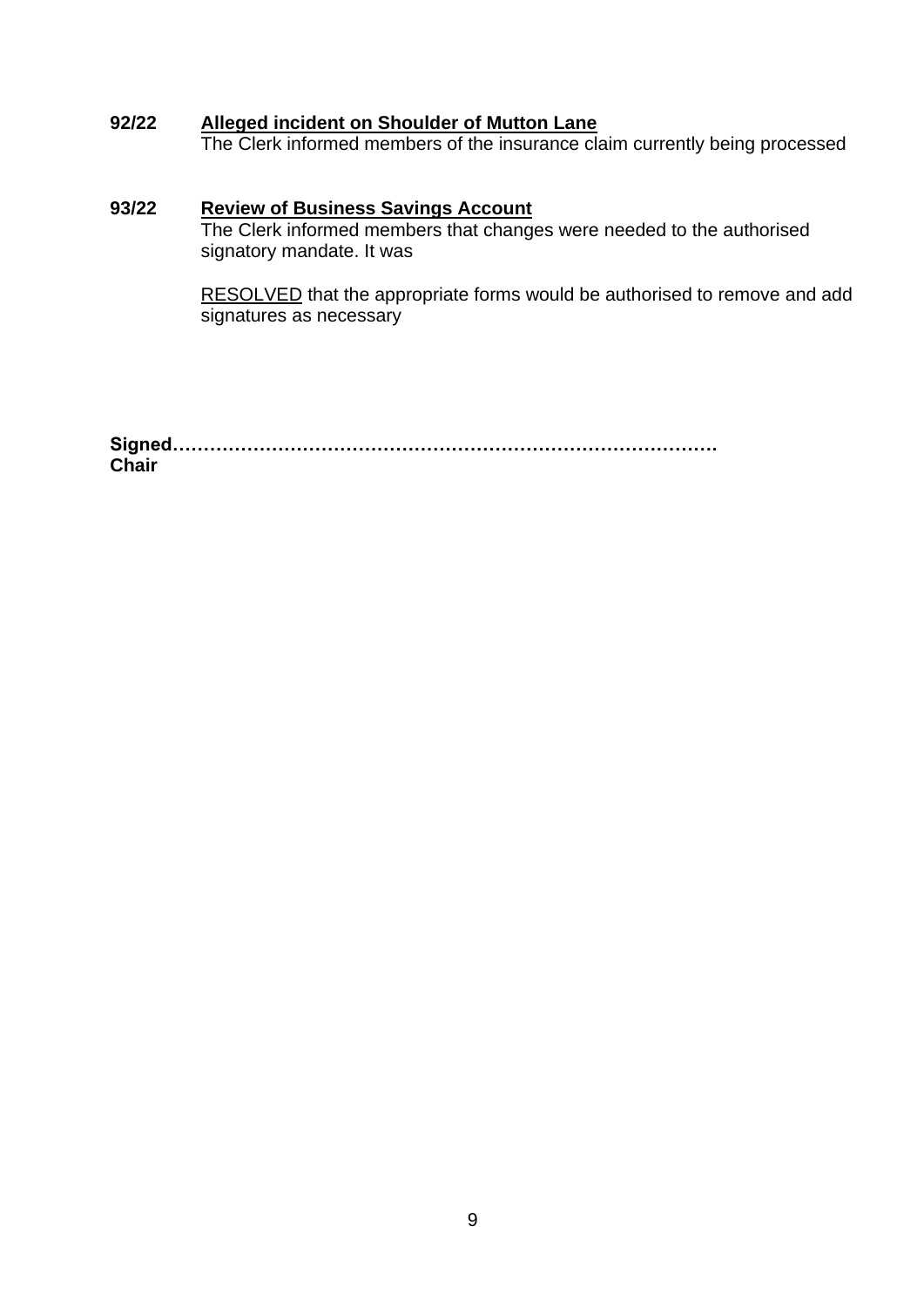**92/22 Alleged incident on Shoulder of Mutton Lane**

The Clerk informed members of the insurance claim currently being processed

**93/22 Review of Business Savings Account**

The Clerk informed members that changes were needed to the authorised signatory mandate. It was

RESOLVED that the appropriate forms would be authorised to remove and add signatures as necessary

**Signed…………………………………………………………………………….**
**Chair**